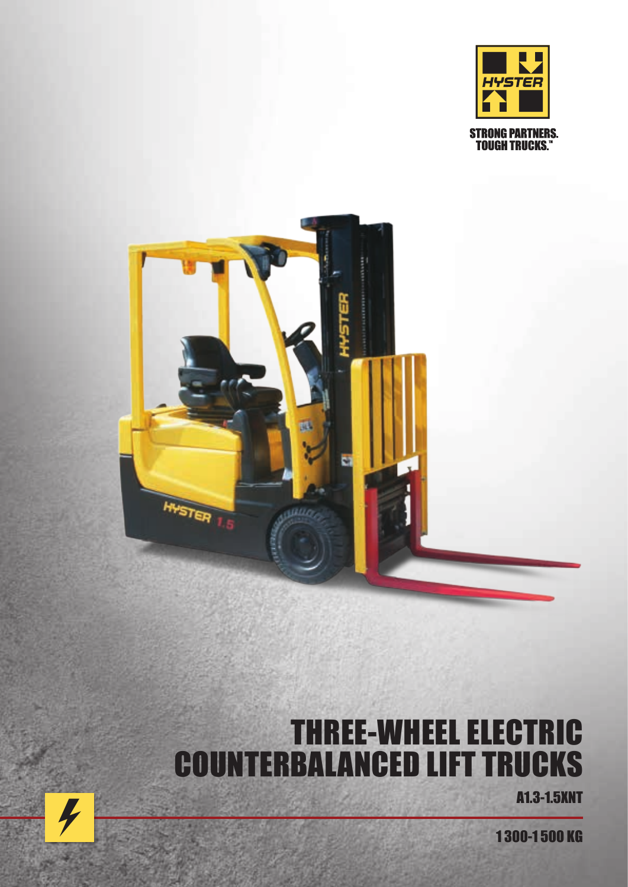STRONG PARTNERS.
TOUGH TRUCKS.™

# THREE-WHEEL ELECTRIC COUNTERBALANCED LIFT TRUCKS

A1.3-1.5XNT

1300-1500 KG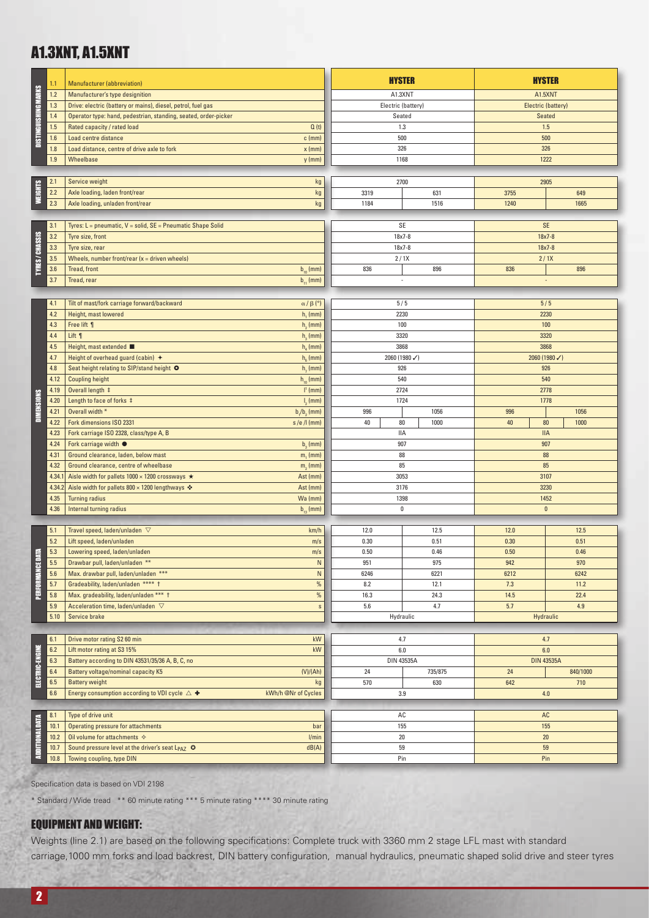# A1.3XNT, A1.5XNT

| Section | No. | Description | Unit | A1.3XNT | | | A1.5XNT | | |
|---|---|---|---|---|---|---|---|---|---|
| DISTINGUISHING MARKS | 1.1 | Manufacturer (abbreviation) | | HYSTER | | | HYSTER | | |
| | 1.2 | Manufacturer's type designition | | A1.3XNT | | | A1.5XNT | | |
| | 1.3 | Drive: electric (battery or mains), diesel, petrol, fuel gas | | Electric (battery) | | | Electric (battery) | | |
| | 1.4 | Operator type: hand, pedestrian, standing, seated, order-picker | | Seated | | | Seated | | |
| | 1.5 | Rated capacity / rated load | Q (t) | 1.3 | | | 1.5 | | |
| | 1.6 | Load centre distance | c (mm) | 500 | | | 500 | | |
| | 1.8 | Load distance, centre of drive axle to fork | x (mm) | 326 | | | 326 | | |
| | 1.9 | Wheelbase | y (mm) | 1168 | | | 1222 | | |
| WEIGHTS | 2.1 | Service weight | kg | 2700 | | | 2905 | | |
| | 2.2 | Axle loading, laden front/rear | kg | 3319 | 631 | | 3755 | 649 | |
| | 2.3 | Axle loading, unladen front/rear | kg | 1184 | 1516 | | 1240 | 1665 | |
| TYRES / CHASSIS | 3.1 | Tyres: L = pneumatic, V = solid, SE = Pneumatic Shape Solid | | SE | | | SE | | |
| | 3.2 | Tyre size, front | | 18x7-8 | | | 18x7-8 | | |
| | 3.3 | Tyre size, rear | | 18x7-8 | | | 18x7-8 | | |
| | 3.5 | Wheels, number front/rear (x = driven wheels) | | 2 / 1X | | | 2 / 1X | | |
| | 3.6 | Tread, front | $b_{10}$ (mm) | 836 | 896 | | 836 | 896 | |
| | 3.7 | Tread, rear | $b_{11}$ (mm) | - | | | - | | |
| DIMENSIONS | 4.1 | Tilt of mast/fork carriage forward/backward | $\alpha$ / $\beta$ (°) | 5 / 5 | | | 5 / 5 | | |
| | 4.2 | Height, mast lowered | $h_1$ (mm) | 2230 | | | 2230 | | |
| | 4.3 | Free lift ¶ | $h_2$ (mm) | 100 | | | 100 | | |
| | 4.4 | Lift ¶ | $h_3$ (mm) | 3320 | | | 3320 | | |
| | 4.5 | Height, mast extended ■ | $h_4$ (mm) | 3868 | | | 3868 | | |
| | 4.7 | Height of overhead guard (cabin) ✚ | $h_6$ (mm) | 2060 (1980 ✓) | | | 2060 (1980 ✓) | | |
| | 4.8 | Seat height relating to SIP/stand height ✪ | $h_7$ (mm) | 926 | | | 926 | | |
| | 4.12 | Coupling height | $h_{10}$ (mm) | 540 | | | 540 | | |
| | 4.19 | Overall length ‡ | $l^1$ (mm) | 2724 | | | 2778 | | |
| | 4.20 | Length to face of forks ‡ | $l_2$ (mm) | 1724 | | | 1778 | | |
| | 4.21 | Overall width * | $b_1$/$b_2$ (mm) | 996 | 1056 | | 996 | 1056 | |
| | 4.22 | Fork dimensions ISO 2331 | s / e / l (mm) | 40 | 80 | 1000 | 40 | 80 | 1000 |
| | 4.23 | Fork carriage ISO 2328, class/type A, B | | IIA | | | IIA | | |
| | 4.24 | Fork carriage width ● | $b_3$ (mm) | 907 | | | 907 | | |
| | 4.31 | Ground clearance, laden, below mast | $m_1$ (mm) | 88 | | | 88 | | |
| | 4.32 | Ground clearance, centre of wheelbase | $m_2$ (mm) | 85 | | | 85 | | |
| | 4.34.1 | Aisle width for pallets 1000 × 1200 crossways ★ | Ast (mm) | 3053 | | | 3107 | | |
| | 4.34.2 | Aisle width for pallets 800 × 1200 lengthways ❖ | Ast (mm) | 3176 | | | 3230 | | |
| | 4.35 | Turning radius | Wa (mm) | 1398 | | | 1452 | | |
| | 4.36 | Internal turning radius | $b_{13}$ (mm) | 0 | | | 0 | | |
| PERFORMANCE DATA | 5.1 | Travel speed, laden/unladen ▽ | km/h | 12.0 | 12.5 | | 12.0 | 12.5 | |
| | 5.2 | Lift speed, laden/unladen | m/s | 0.30 | 0.51 | | 0.30 | 0.51 | |
| | 5.3 | Lowering speed, laden/unladen | m/s | 0.50 | 0.46 | | 0.50 | 0.46 | |
| | 5.5 | Drawbar pull, laden/unladen ** | N | 951 | 975 | | 942 | 970 | |
| | 5.6 | Max. drawbar pull, laden/unladen *** | N | 6246 | 6221 | | 6212 | 6242 | |
| | 5.7 | Gradeability, laden/unladen **** † | % | 8.2 | 12.1 | | 7.3 | 11.2 | |
| | 5.8 | Max. gradeability, laden/unladen *** † | % | 16.3 | 24.3 | | 14.5 | 22.4 | |
| | 5.9 | Acceleration time, laden/unladen ▽ | s | 5.6 | 4.7 | | 5.7 | 4.9 | |
| | 5.10 | Service brake | | Hydraulic | | | Hydraulic | | |
| ELECTRIC-ENGINE | 6.1 | Drive motor rating S2 60 min | kW | 4.7 | | | 4.7 | | |
| | 6.2 | Lift motor rating at S3 15% | kW | 6.0 | | | 6.0 | | |
| | 6.3 | Battery according to DIN 43531/35/36 A, B, C, no | | DIN 43535A | | | DIN 43535A | | |
| | 6.4 | Battery voltage/nominal capacity K5 | (V)/(Ah) | 24 | 735/875 | | 24 | 840/1000 | |
| | 6.5 | Battery weight | kg | 570 | 630 | | 642 | 710 | |
| | 6.6 | Energy consumption according to VDI cycle △ ✚ | kWh/h @Nr of Cycles | 3.9 | | | 4.0 | | |
| ADDITIONAL DATA | 8.1 | Type of drive unit | | AC | | | AC | | |
| | 10.1 | Operating pressure for attachments | bar | 155 | | | 155 | | |
| | 10.2 | Oil volume for attachments ✧ | l/min | 20 | | | 20 | | |
| | 10.7 | Sound pressure level at the driver's seat $L_{PAZ}$ ✪ | dB(A) | 59 | | | 59 | | |
| | 10.8 | Towing coupling, type DIN | | Pin | | | Pin | | |

Specification data is based on VDI 2198

* Standard / Wide tread  ** 60 minute rating *** 5 minute rating **** 30 minute rating

## EQUIPMENT AND WEIGHT:

Weights (line 2.1) are based on the following specifications: Complete truck with 3360 mm 2 stage LFL mast with standard carriage, 1000 mm forks and load backrest, DIN battery configuration, manual hydraulics, pneumatic shaped solid drive and steer tyres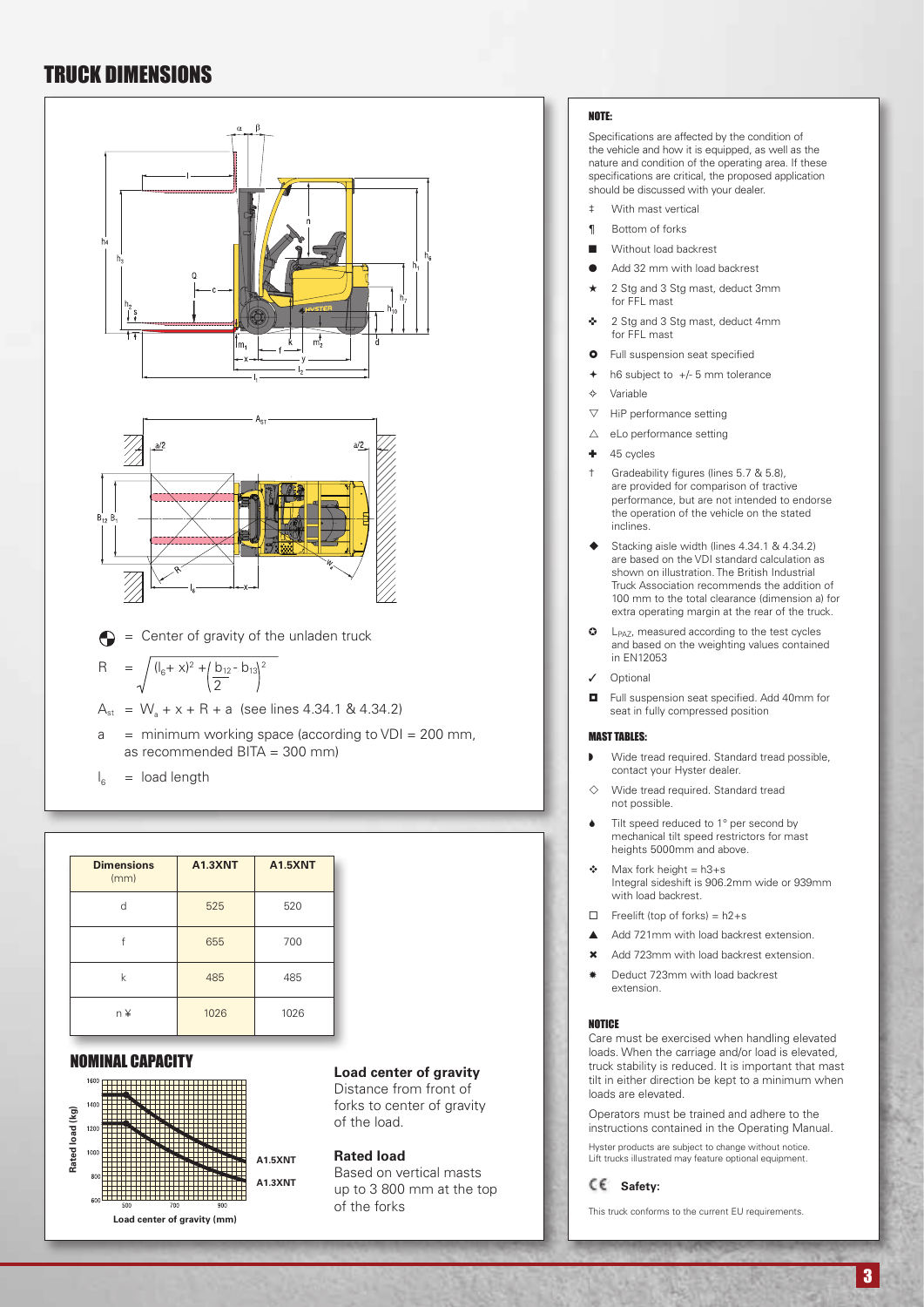# TRUCK DIMENSIONS

$\bullet$ = Center of gravity of the unladen truck

$$R = \sqrt{(l_6 + x)^2 + \left(\frac{b_{12} - b_{13}}{2}\right)^2}$$

$A_{st}$ = $W_a + x + R + a$ (see lines 4.34.1 & 4.34.2)

a = minimum working space (according to VDI = 200 mm, as recommended BITA = 300 mm)

$l_6$ = load length

| Dimensions (mm) | A1.3XNT | A1.5XNT |
|---|---|---|
| d | 525 | 520 |
| f | 655 | 700 |
| k | 485 | 485 |
| n ¥ | 1026 | 1026 |

## NOMINAL CAPACITY

Rated load (kg) vs. Load center of gravity (mm): A1.5XNT, A1.3XNT

**Load center of gravity**
Distance from front of forks to center of gravity of the load.

**Rated load**
Based on vertical masts up to 3 800 mm at the top of the forks

## NOTE:

Specifications are affected by the condition of the vehicle and how it is equipped, as well as the nature and condition of the operating area. If these specifications are critical, the proposed application should be discussed with your dealer.

- ‡ With mast vertical
- ¶ Bottom of forks
- ■ Without load backrest
- ● Add 32 mm with load backrest
- ★ 2 Stg and 3 Stg mast, deduct 3mm for FFL mast
- ❖ 2 Stg and 3 Stg mast, deduct 4mm for FFL mast
- ✪ Full suspension seat specified
- ✦ h6 subject to +/- 5 mm tolerance
- ✧ Variable
- ▽ HiP performance setting
- △ eLo performance setting
- ✚ 45 cycles
- † Gradeability figures (lines 5.7 & 5.8), are provided for comparison of tractive performance, but are not intended to endorse the operation of the vehicle on the stated inclines.
- ◆ Stacking aisle width (lines 4.34.1 & 4.34.2) are based on the VDI standard calculation as shown on illustration. The British Industrial Truck Association recommends the addition of 100 mm to the total clearance (dimension a) for extra operating margin at the rear of the truck.
- ✪ $L_{PAZ}$, measured according to the test cycles and based on the weighting values contained in EN12053
- ✓ Optional
- ◘ Full suspension seat specified. Add 40mm for seat in fully compressed position

## MAST TABLES:

- ◗ Wide tread required. Standard tread possible, contact your Hyster dealer.
- ◇ Wide tread required. Standard tread not possible.
- ♦ Tilt speed reduced to 1° per second by mechanical tilt speed restrictors for mast heights 5000mm and above.
- ❖ Max fork height = h3+s
  Integral sideshift is 906.2mm wide or 939mm with load backrest.
- □ Freelift (top of forks) = h2+s
- ▲ Add 721mm with load backrest extension.
- ✖ Add 723mm with load backrest extension.
- ✸ Deduct 723mm with load backrest extension.

## NOTICE

Care must be exercised when handling elevated loads. When the carriage and/or load is elevated, truck stability is reduced. It is important that mast tilt in either direction be kept to a minimum when loads are elevated.

Operators must be trained and adhere to the instructions contained in the Operating Manual.

Hyster products are subject to change without notice. Lift trucks illustrated may feature optional equipment.

**CE Safety:**

This truck conforms to the current EU requirements.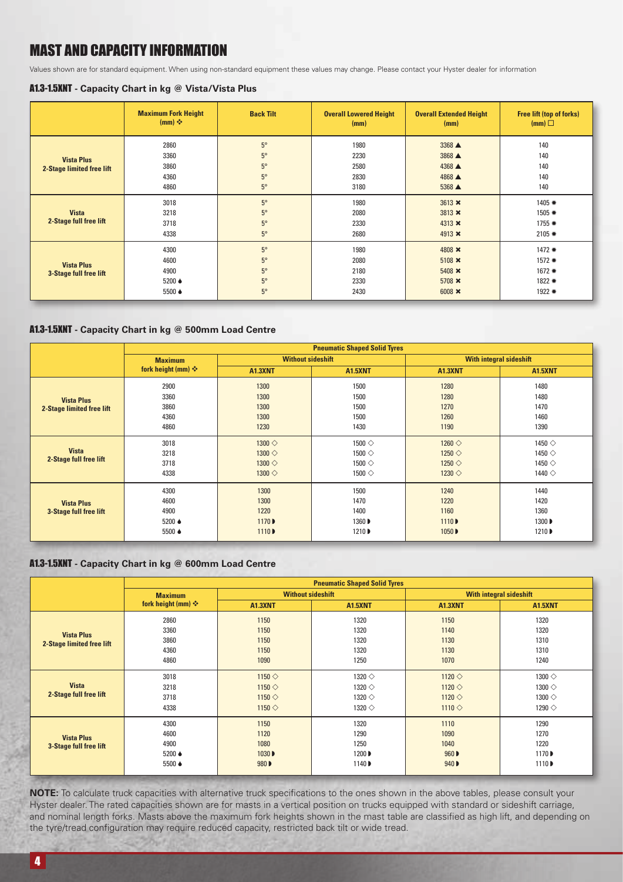# MAST AND CAPACITY INFORMATION

Values shown are for standard equipment. When using non-standard equipment these values may change. Please contact your Hyster dealer for information

### A1.3-1.5XNT - Capacity Chart in kg @ Vista/Vista Plus

| | Maximum Fork Height (mm) ❖ | Back Tilt | Overall Lowered Height (mm) | Overall Extended Height (mm) | Free lift (top of forks) (mm) ☐ |
|---|---|---|---|---|---|
| **Vista Plus 2-Stage limited free lift** | 2860 | 5° | 1980 | 3368 ▲ | 140 |
| | 3360 | 5° | 2230 | 3868 ▲ | 140 |
| | 3860 | 5° | 2580 | 4368 ▲ | 140 |
| | 4360 | 5° | 2830 | 4868 ▲ | 140 |
| | 4860 | 5° | 3180 | 5368 ▲ | 140 |
| **Vista 2-Stage full free lift** | 3018 | 5° | 1980 | 3613 ✖ | 1405 ✷ |
| | 3218 | 5° | 2080 | 3813 ✖ | 1505 ✷ |
| | 3718 | 5° | 2330 | 4313 ✖ | 1755 ✷ |
| | 4338 | 5° | 2680 | 4913 ✖ | 2105 ✷ |
| **Vista Plus 3-Stage full free lift** | 4300 | 5° | 1980 | 4808 ✖ | 1472 ✷ |
| | 4600 | 5° | 2080 | 5108 ✖ | 1572 ✷ |
| | 4900 | 5° | 2180 | 5408 ✖ | 1672 ✷ |
| | 5200 ♠ | 5° | 2330 | 5708 ✖ | 1822 ✷ |
| | 5500 ♠ | 5° | 2430 | 6008 ✖ | 1922 ✷ |

### A1.3-1.5XNT - Capacity Chart in kg @ 500mm Load Centre

| | Maximum fork height (mm) ❖ | Pneumatic Shaped Solid Tyres | | | |
|---|---|---|---|---|---|
| | | Without sideshift | | With integral sideshift | |
| | | A1.3XNT | A1.5XNT | A1.3XNT | A1.5XNT |
| **Vista Plus 2-Stage limited free lift** | 2900 | 1300 | 1500 | 1280 | 1480 |
| | 3360 | 1300 | 1500 | 1280 | 1480 |
| | 3860 | 1300 | 1500 | 1270 | 1470 |
| | 4360 | 1300 | 1500 | 1260 | 1460 |
| | 4860 | 1230 | 1430 | 1190 | 1390 |
| **Vista 2-Stage full free lift** | 3018 | 1300 ◇ | 1500 ◇ | 1260 ◇ | 1450 ◇ |
| | 3218 | 1300 ◇ | 1500 ◇ | 1250 ◇ | 1450 ◇ |
| | 3718 | 1300 ◇ | 1500 ◇ | 1250 ◇ | 1450 ◇ |
| | 4338 | 1300 ◇ | 1500 ◇ | 1230 ◇ | 1440 ◇ |
| **Vista Plus 3-Stage full free lift** | 4300 | 1300 | 1500 | 1240 | 1440 |
| | 4600 | 1300 | 1470 | 1220 | 1420 |
| | 4900 | 1220 | 1400 | 1160 | 1360 |
| | 5200 ♠ | 1170 ◗ | 1360 ◗ | 1110 ◗ | 1300 ◗ |
| | 5500 ♠ | 1110 ◗ | 1210 ◗ | 1050 ◗ | 1210 ◗ |

### A1.3-1.5XNT - Capacity Chart in kg @ 600mm Load Centre

| | Maximum fork height (mm) ❖ | Pneumatic Shaped Solid Tyres | | | |
|---|---|---|---|---|---|
| | | Without sideshift | | With integral sideshift | |
| | | A1.3XNT | A1.5XNT | A1.3XNT | A1.5XNT |
| **Vista Plus 2-Stage limited free lift** | 2860 | 1150 | 1320 | 1150 | 1320 |
| | 3360 | 1150 | 1320 | 1140 | 1320 |
| | 3860 | 1150 | 1320 | 1130 | 1310 |
| | 4360 | 1150 | 1320 | 1130 | 1310 |
| | 4860 | 1090 | 1250 | 1070 | 1240 |
| **Vista 2-Stage full free lift** | 3018 | 1150 ◇ | 1320 ◇ | 1120 ◇ | 1300 ◇ |
| | 3218 | 1150 ◇ | 1320 ◇ | 1120 ◇ | 1300 ◇ |
| | 3718 | 1150 ◇ | 1320 ◇ | 1120 ◇ | 1300 ◇ |
| | 4338 | 1150 ◇ | 1320 ◇ | 1110 ◇ | 1290 ◇ |
| **Vista Plus 3-Stage full free lift** | 4300 | 1150 | 1320 | 1110 | 1290 |
| | 4600 | 1120 | 1290 | 1090 | 1270 |
| | 4900 | 1080 | 1250 | 1040 | 1220 |
| | 5200 ♠ | 1030 ◗ | 1200 ◗ | 960 ◗ | 1170 ◗ |
| | 5500 ♠ | 980 ◗ | 1140 ◗ | 940 ◗ | 1110 ◗ |

**NOTE:** To calculate truck capacities with alternative truck specifications to the ones shown in the above tables, please consult your Hyster dealer. The rated capacities shown are for masts in a vertical position on trucks equipped with standard or sideshift carriage, and nominal length forks. Masts above the maximum fork heights shown in the mast table are classified as high lift, and depending on the tyre/tread configuration may require reduced capacity, restricted back tilt or wide tread.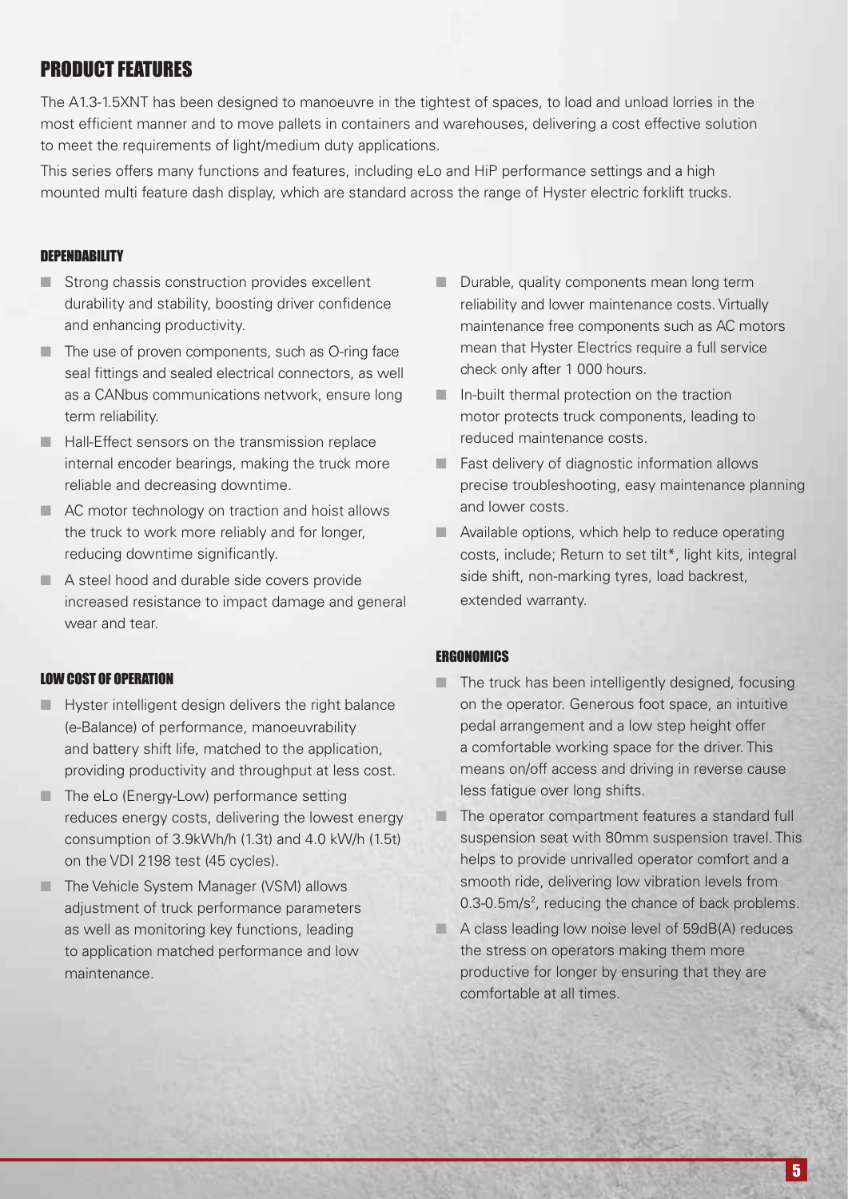# PRODUCT FEATURES

The A1.3-1.5XNT has been designed to manoeuvre in the tightest of spaces, to load and unload lorries in the most efficient manner and to move pallets in containers and warehouses, delivering a cost effective solution to meet the requirements of light/medium duty applications.

This series offers many functions and features, including eLo and HiP performance settings and a high mounted multi feature dash display, which are standard across the range of Hyster electric forklift trucks.

### DEPENDABILITY

- Strong chassis construction provides excellent durability and stability, boosting driver confidence and enhancing productivity.
- The use of proven components, such as O-ring face seal fittings and sealed electrical connectors, as well as a CANbus communications network, ensure long term reliability.
- Hall-Effect sensors on the transmission replace internal encoder bearings, making the truck more reliable and decreasing downtime.
- AC motor technology on traction and hoist allows the truck to work more reliably and for longer, reducing downtime significantly.
- A steel hood and durable side covers provide increased resistance to impact damage and general wear and tear.
- Durable, quality components mean long term reliability and lower maintenance costs. Virtually maintenance free components such as AC motors mean that Hyster Electrics require a full service check only after 1 000 hours.
- In-built thermal protection on the traction motor protects truck components, leading to reduced maintenance costs.
- Fast delivery of diagnostic information allows precise troubleshooting, easy maintenance planning and lower costs.
- Available options, which help to reduce operating costs, include; Return to set tilt*, light kits, integral side shift, non-marking tyres, load backrest, extended warranty.

### LOW COST OF OPERATION

- Hyster intelligent design delivers the right balance (e-Balance) of performance, manoeuvrability and battery shift life, matched to the application, providing productivity and throughput at less cost.
- The eLo (Energy-Low) performance setting reduces energy costs, delivering the lowest energy consumption of 3.9kWh/h (1.3t) and 4.0 kW/h (1.5t) on the VDI 2198 test (45 cycles).
- The Vehicle System Manager (VSM) allows adjustment of truck performance parameters as well as monitoring key functions, leading to application matched performance and low maintenance.

### ERGONOMICS

- The truck has been intelligently designed, focusing on the operator. Generous foot space, an intuitive pedal arrangement and a low step height offer a comfortable working space for the driver. This means on/off access and driving in reverse cause less fatigue over long shifts.
- The operator compartment features a standard full suspension seat with 80mm suspension travel. This helps to provide unrivalled operator comfort and a smooth ride, delivering low vibration levels from 0.3-0.5$m/s^2$, reducing the chance of back problems.
- A class leading low noise level of 59dB(A) reduces the stress on operators making them more productive for longer by ensuring that they are comfortable at all times.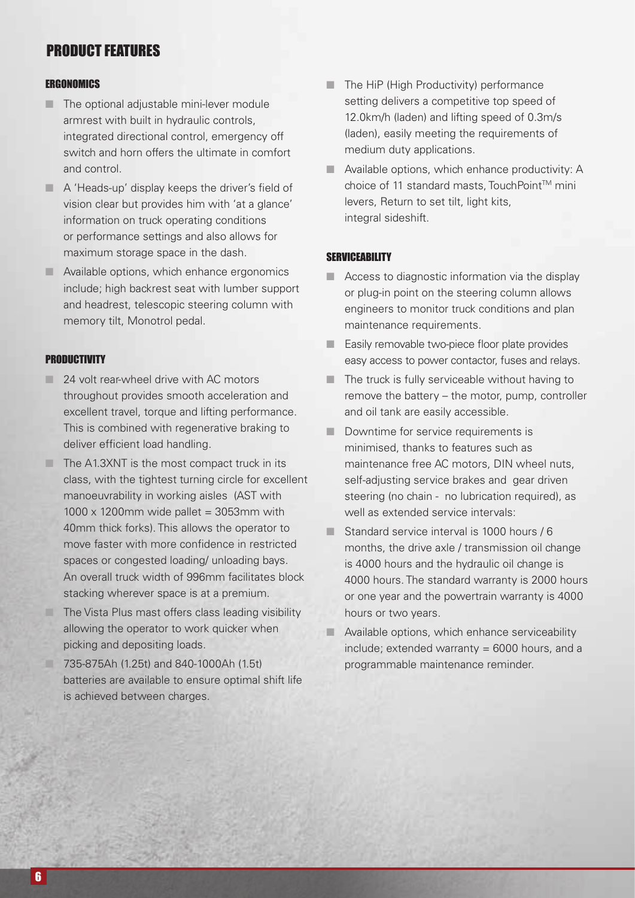## PRODUCT FEATURES

### ERGONOMICS

- The optional adjustable mini-lever module armrest with built in hydraulic controls, integrated directional control, emergency off switch and horn offers the ultimate in comfort and control.
- A 'Heads-up' display keeps the driver's field of vision clear but provides him with 'at a glance' information on truck operating conditions or performance settings and also allows for maximum storage space in the dash.
- Available options, which enhance ergonomics include; high backrest seat with lumber support and headrest, telescopic steering column with memory tilt, Monotrol pedal.

### PRODUCTIVITY

- 24 volt rear-wheel drive with AC motors throughout provides smooth acceleration and excellent travel, torque and lifting performance. This is combined with regenerative braking to deliver efficient load handling.
- The A1.3XNT is the most compact truck in its class, with the tightest turning circle for excellent manoeuvrability in working aisles (AST with 1000 x 1200mm wide pallet = 3053mm with 40mm thick forks). This allows the operator to move faster with more confidence in restricted spaces or congested loading/ unloading bays. An overall truck width of 996mm facilitates block stacking wherever space is at a premium.
- The Vista Plus mast offers class leading visibility allowing the operator to work quicker when picking and depositing loads.
- 735-875Ah (1.25t) and 840-1000Ah (1.5t) batteries are available to ensure optimal shift life is achieved between charges.
- The HiP (High Productivity) performance setting delivers a competitive top speed of 12.0km/h (laden) and lifting speed of 0.3m/s (laden), easily meeting the requirements of medium duty applications.
- Available options, which enhance productivity: A choice of 11 standard masts, TouchPoint™ mini levers, Return to set tilt, light kits, integral sideshift.

### SERVICEABILITY

- Access to diagnostic information via the display or plug-in point on the steering column allows engineers to monitor truck conditions and plan maintenance requirements.
- Easily removable two-piece floor plate provides easy access to power contactor, fuses and relays.
- The truck is fully serviceable without having to remove the battery – the motor, pump, controller and oil tank are easily accessible.
- Downtime for service requirements is minimised, thanks to features such as maintenance free AC motors, DIN wheel nuts, self-adjusting service brakes and gear driven steering (no chain - no lubrication required), as well as extended service intervals:
- Standard service interval is 1000 hours / 6 months, the drive axle / transmission oil change is 4000 hours and the hydraulic oil change is 4000 hours. The standard warranty is 2000 hours or one year and the powertrain warranty is 4000 hours or two years.
- Available options, which enhance serviceability include; extended warranty = 6000 hours, and a programmable maintenance reminder.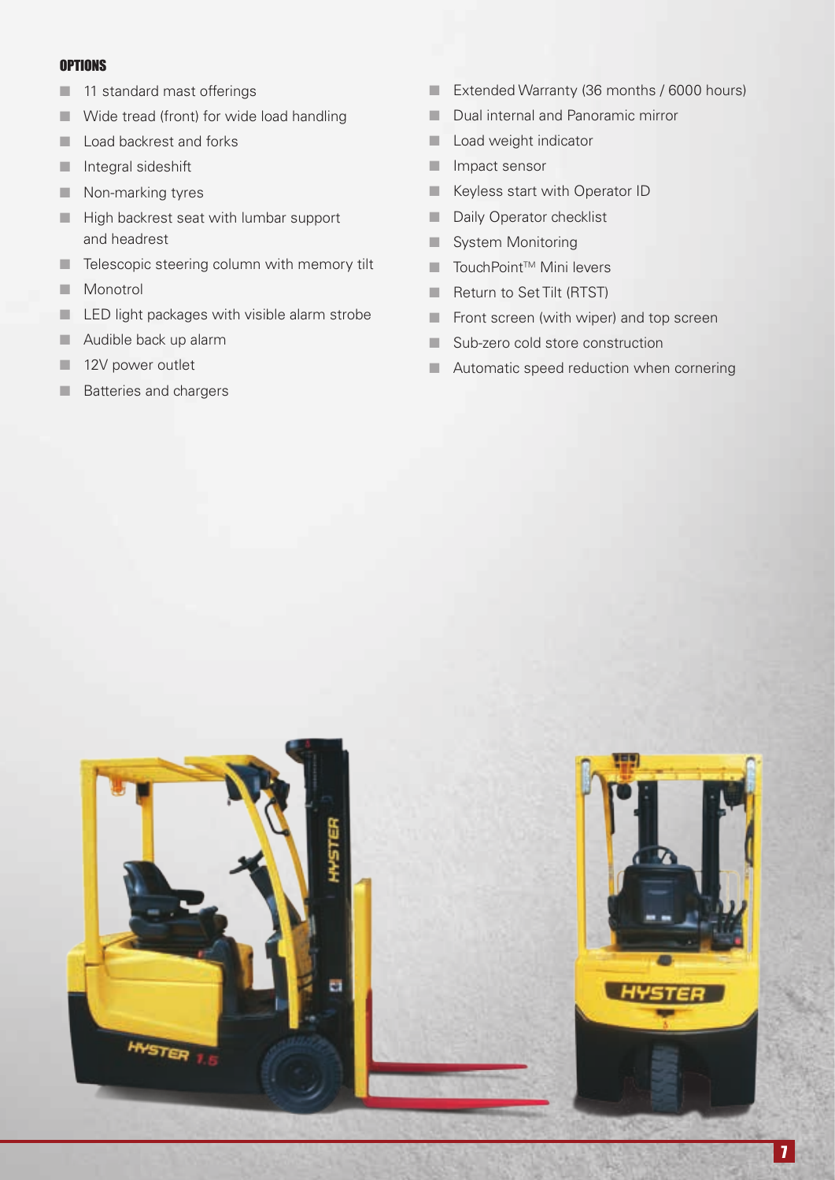## OPTIONS

- 11 standard mast offerings
- Wide tread (front) for wide load handling
- Load backrest and forks
- Integral sideshift
- Non-marking tyres
- High backrest seat with lumbar support and headrest
- Telescopic steering column with memory tilt
- Monotrol
- LED light packages with visible alarm strobe
- Audible back up alarm
- 12V power outlet
- Batteries and chargers
- Extended Warranty (36 months / 6000 hours)
- Dual internal and Panoramic mirror
- Load weight indicator
- Impact sensor
- Keyless start with Operator ID
- Daily Operator checklist
- System Monitoring
- TouchPoint™ Mini levers
- Return to Set Tilt (RTST)
- Front screen (with wiper) and top screen
- Sub-zero cold store construction
- Automatic speed reduction when cornering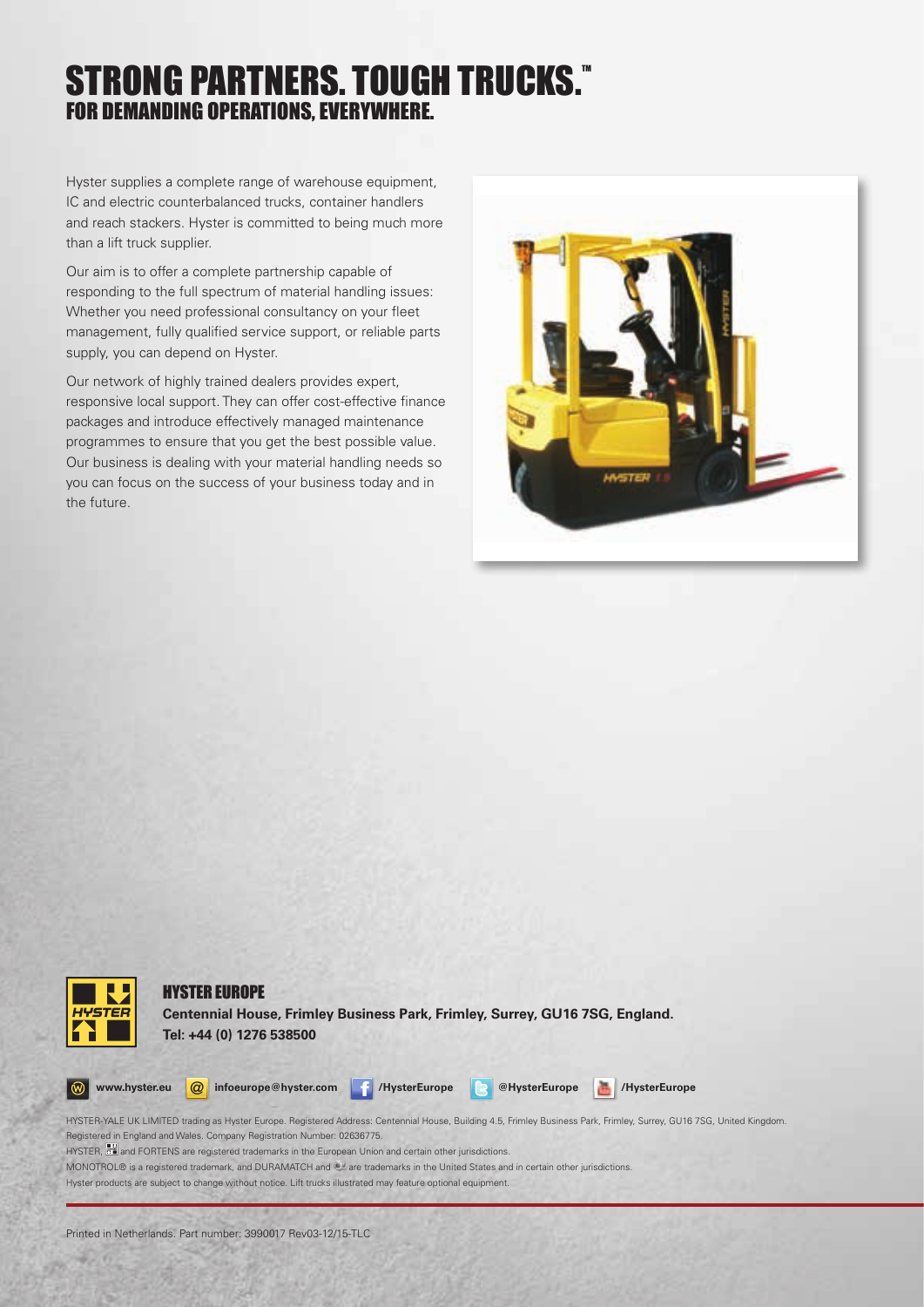# STRONG PARTNERS. TOUGH TRUCKS.™

## FOR DEMANDING OPERATIONS, EVERYWHERE.

Hyster supplies a complete range of warehouse equipment, IC and electric counterbalanced trucks, container handlers and reach stackers. Hyster is committed to being much more than a lift truck supplier.

Our aim is to offer a complete partnership capable of responding to the full spectrum of material handling issues: Whether you need professional consultancy on your fleet management, fully qualified service support, or reliable parts supply, you can depend on Hyster.

Our network of highly trained dealers provides expert, responsive local support. They can offer cost-effective finance packages and introduce effectively managed maintenance programmes to ensure that you get the best possible value. Our business is dealing with your material handling needs so you can focus on the success of your business today and in the future.

### HYSTER EUROPE

**Centennial House, Frimley Business Park, Frimley, Surrey, GU16 7SG, England.**
**Tel: +44 (0) 1276 538500**

**www.hyster.eu** **infoeurope@hyster.com** **/HysterEurope** **@HysterEurope** **/HysterEurope**

HYSTER-YALE UK LIMITED trading as Hyster Europe. Registered Address: Centennial House, Building 4.5, Frimley Business Park, Frimley, Surrey, GU16 7SG, United Kingdom.
Registered in England and Wales. Company Registration Number: 02636775.
HYSTER, and FORTENS are registered trademarks in the European Union and certain other jurisdictions.
MONOTROL® is a registered trademark, and DURAMATCH and are trademarks in the United States and in certain other jurisdictions.
Hyster products are subject to change without notice. Lift trucks illustrated may feature optional equipment.

Printed in Netherlands. Part number: 3990017 Rev03-12/15-TLC